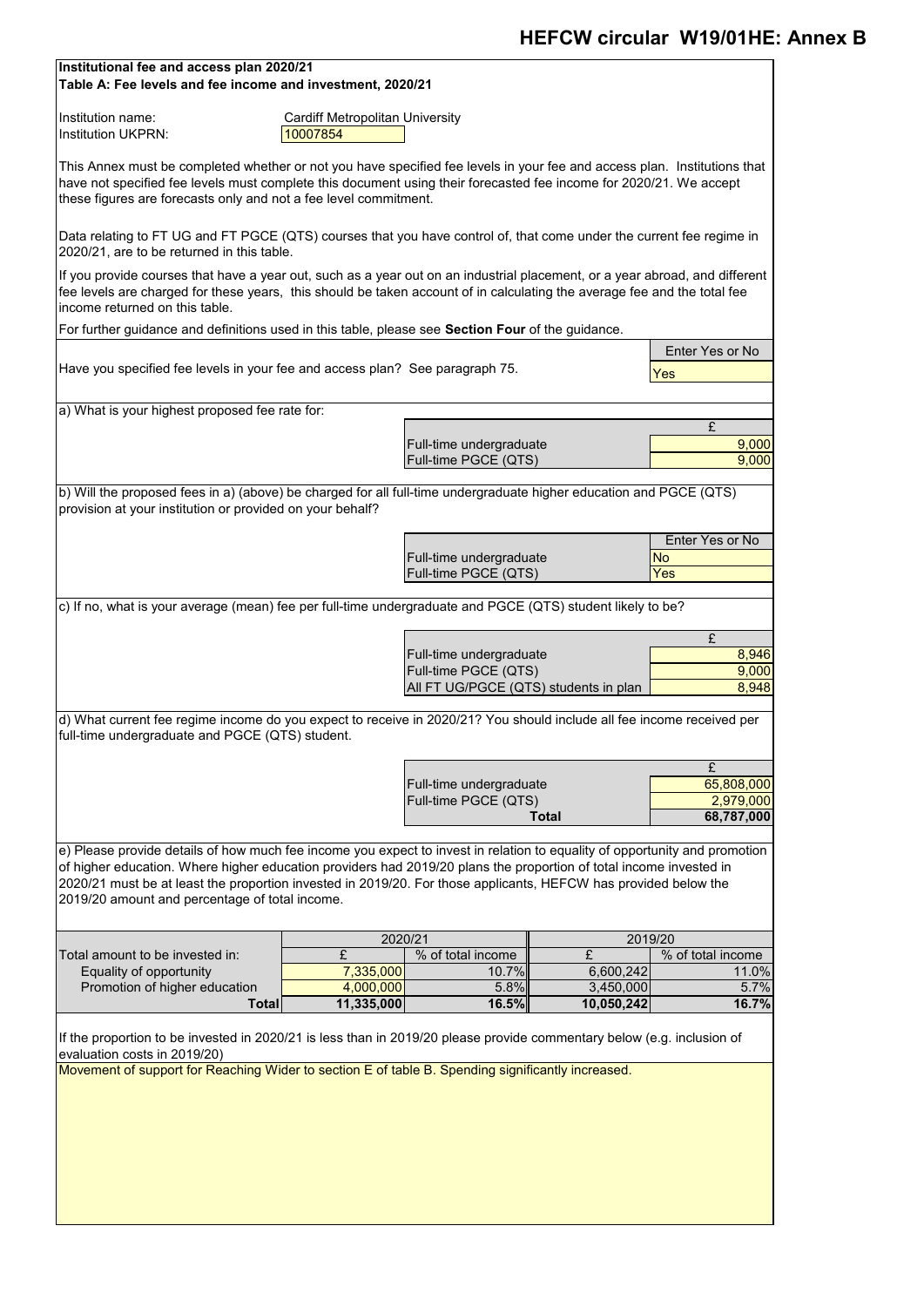# HEFCW circular W19/01HE: Annex B

**Institutional fee and access plan 2020/21**
**Table A: Fee levels and fee income and investment, 2020/21**

| | |
|---|---|
| Institution name: | Cardiff Metropolitan University |
| Institution UKPRN: | 10007854 |

This Annex must be completed whether or not you have specified fee levels in your fee and access plan. Institutions that have not specified fee levels must complete this document using their forecasted fee income for 2020/21. We accept these figures are forecasts only and not a fee level commitment.

Data relating to FT UG and FT PGCE (QTS) courses that you have control of, that come under the current fee regime in 2020/21, are to be returned in this table.

If you provide courses that have a year out, such as a year out on an industrial placement, or a year abroad, and different fee levels are charged for these years, this should be taken account of in calculating the average fee and the total fee income returned on this table.

For further guidance and definitions used in this table, please see **Section Four** of the guidance.

| | Enter Yes or No |
|---|---|
| Have you specified fee levels in your fee and access plan? See paragraph 75. | Yes |

a) What is your highest proposed fee rate for:

| | £ |
|---|---|
| Full-time undergraduate | 9,000 |
| Full-time PGCE (QTS) | 9,000 |

b) Will the proposed fees in a) (above) be charged for all full-time undergraduate higher education and PGCE (QTS) provision at your institution or provided on your behalf?

| | Enter Yes or No |
|---|---|
| Full-time undergraduate | No |
| Full-time PGCE (QTS) | Yes |

c) If no, what is your average (mean) fee per full-time undergraduate and PGCE (QTS) student likely to be?

| | £ |
|---|---|
| Full-time undergraduate | 8,946 |
| Full-time PGCE (QTS) | 9,000 |
| All FT UG/PGCE (QTS) students in plan | 8,948 |

d) What current fee regime income do you expect to receive in 2020/21? You should include all fee income received per full-time undergraduate and PGCE (QTS) student.

| | £ |
|---|---|
| Full-time undergraduate | 65,808,000 |
| Full-time PGCE (QTS) | 2,979,000 |
| **Total** | **68,787,000** |

e) Please provide details of how much fee income you expect to invest in relation to equality of opportunity and promotion of higher education. Where higher education providers had 2019/20 plans the proportion of total income invested in 2020/21 must be at least the proportion invested in 2019/20. For those applicants, HEFCW has provided below the 2019/20 amount and percentage of total income.

| | 2020/21 | | 2019/20 | |
|---|---|---|---|---|
| Total amount to be invested in: | £ | % of total income | £ | % of total income |
| Equality of opportunity | 7,335,000 | 10.7% | 6,600,242 | 11.0% |
| Promotion of higher education | 4,000,000 | 5.8% | 3,450,000 | 5.7% |
| **Total** | **11,335,000** | **16.5%** | **10,050,242** | **16.7%** |

If the proportion to be invested in 2020/21 is less than in 2019/20 please provide commentary below (e.g. inclusion of evaluation costs in 2019/20)

Movement of support for Reaching Wider to section E of table B. Spending significantly increased.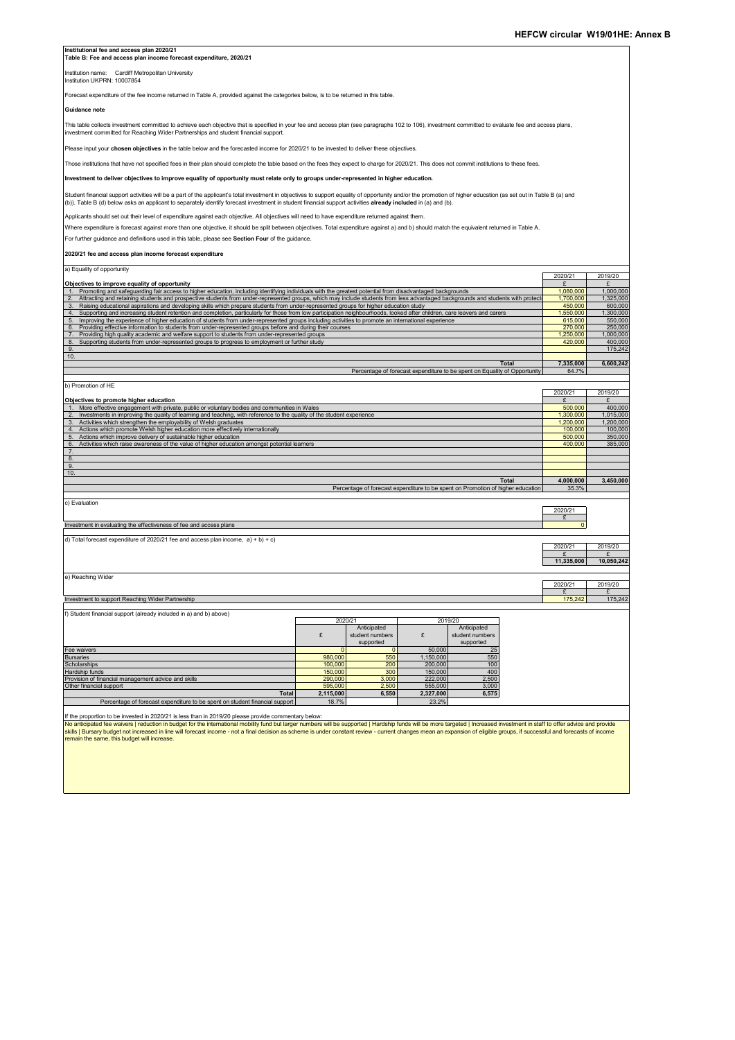# HEFCW circular W19/01HE: Annex B

**Institutional fee and access plan 2020/21**
**Table B: Fee and access plan income forecast expenditure, 2020/21**

Institution name: Cardiff Metropolitan University
Institution UKPRN: 10007854

Forecast expenditure of the fee income returned in Table A, provided against the categories below, is to be returned in this table.

**Guidance note**

This table collects investment committed to achieve each objective that is specified in your fee and access plan (see paragraphs 102 to 106), investment committed to evaluate fee and access plans, investment committed for Reaching Wider Partnerships and student financial support.

Please input your **chosen objectives** in the table below and the forecasted income for 2020/21 to be invested to deliver these objectives.

Those institutions that have not specified fees in their plan should complete the table based on the fees they expect to charge for 2020/21. This does not commit institutions to these fees.

**Investment to deliver objectives to improve equality of opportunity must relate only to groups under-represented in higher education.**

Student financial support activities will be a part of the applicant's total investment in objectives to support equality of opportunity and/or the promotion of higher education (as set out in Table B (a) and (b)). Table B (d) below asks an applicant to separately identify forecast investment in student financial support activities **already included** in (a) and (b).

Applicants should set out their level of expenditure against each objective. All objectives will need to have expenditure returned against them.

Where expenditure is forecast against more than one objective, it should be split between objectives. Total expenditure against a) and b) should match the equivalent returned in Table A.

For further guidance and definitions used in this table, please see **Section Four** of the guidance.

**2020/21 fee and access plan income forecast expenditure**

a) Equality of opportunity

| **Objectives to improve equality of opportunity** | 2020/21 £ | 2019/20 £ |
|---|---|---|
| 1. Promoting and safeguarding fair access to higher education, including identifying individuals with the greatest potential from disadvantaged backgrounds | 1,080,000 | 1,000,000 |
| 2. Attracting and retaining students and prospective students from under-represented groups, which may include students from less advantaged backgrounds and students with protect | 1,700,000 | 1,325,000 |
| 3. Raising educational aspirations and developing skills which prepare students from under-represented groups for higher education study | 450,000 | 600,000 |
| 4. Supporting and increasing student retention and completion, particularly for those from low participation neighbourhoods, looked after children, care leavers and carers | 1,550,000 | 1,300,000 |
| 5. Improving the experience of higher education of students from under-represented groups including activities to promote an international experience | 615,000 | 550,000 |
| 6. Providing effective information to students from under-represented groups before and during their courses | 270,000 | 250,000 |
| 7. Providing high quality academic and welfare support to students from under-represented groups | 1,250,000 | 1,000,000 |
| 8. Supporting students from under-represented groups to progress to employment or further study | 420,000 | 400,000 |
| 9. | | 175,242 |
| 10. | | |
| **Total** | **7,335,000** | **6,600,242** |
| Percentage of forecast expenditure to be spent on Equality of Opportunity | 64.7% | |

b) Promotion of HE

| **Objectives to promote higher education** | 2020/21 £ | 2019/20 £ |
|---|---|---|
| 1. More effective engagement with private, public or voluntary bodies and communities in Wales | 500,000 | 400,000 |
| 2. Investments in improving the quality of learning and teaching, with reference to the quality of the student experience | 1,300,000 | 1,015,000 |
| 3. Activities which strengthen the employability of Welsh graduates | 1,200,000 | 1,200,000 |
| 4. Actions which promote Welsh higher education more effectively internationally | 100,000 | 100,000 |
| 5. Actions which improve delivery of sustainable higher education | 500,000 | 350,000 |
| 6. Activities which raise awareness of the value of higher education amongst potential learners | 400,000 | 385,000 |
| 7. | | |
| 8. | | |
| 9. | | |
| 10. | | |
| **Total** | **4,000,000** | **3,450,000** |
| Percentage of forecast expenditure to be spent on Promotion of higher education | 35.3% | |

c) Evaluation

| | 2020/21 £ |
|---|---|
| Investment in evaluating the effectiveness of fee and access plans | 0 |

d) Total forecast expenditure of 2020/21 fee and access plan income, a) + b) + c)

| 2020/21 £ | 2019/20 £ |
|---|---|
| **11,335,000** | **10,050,242** |

e) Reaching Wider

| | 2020/21 £ | 2019/20 £ |
|---|---|---|
| Investment to support Reaching Wider Partnership | 175,242 | 175,242 |

f) Student financial support (already included in a) and b) above)

| | 2020/21 | | 2019/20 | |
|---|---|---|---|---|
| | £ | Anticipated student numbers supported | £ | Anticipated student numbers supported |
| Fee waivers | 0 | 0 | 50,000 | 25 |
| Bursaries | 980,000 | 550 | 1,150,000 | 550 |
| Scholarships | 100,000 | 200 | 200,000 | 100 |
| Hardship funds | 150,000 | 300 | 150,000 | 400 |
| Provision of financial management advice and skills | 290,000 | 3,000 | 222,000 | 2,500 |
| Other financial support | 595,000 | 2,500 | 555,000 | 3,000 |
| **Total** | **2,115,000** | **6,550** | **2,327,000** | **6,575** |
| Percentage of forecast expenditure to be spent on student financial support | 18.7% | | 23.2% | |

If the proportion to be invested in 2020/21 is less than in 2019/20 please provide commentary below:

No anticipated fee waivers | reduction in budget for the international mobility fund but larger numbers will be supported | Hardship funds will be more targeted | Increased investment in staff to offer advice and provide skills | Bursary budget not increased in line will forecast income - not a final decision as scheme is under constant review - current changes mean an expansion of eligible groups, if successful and forecasts of income remain the same, this budget will increase.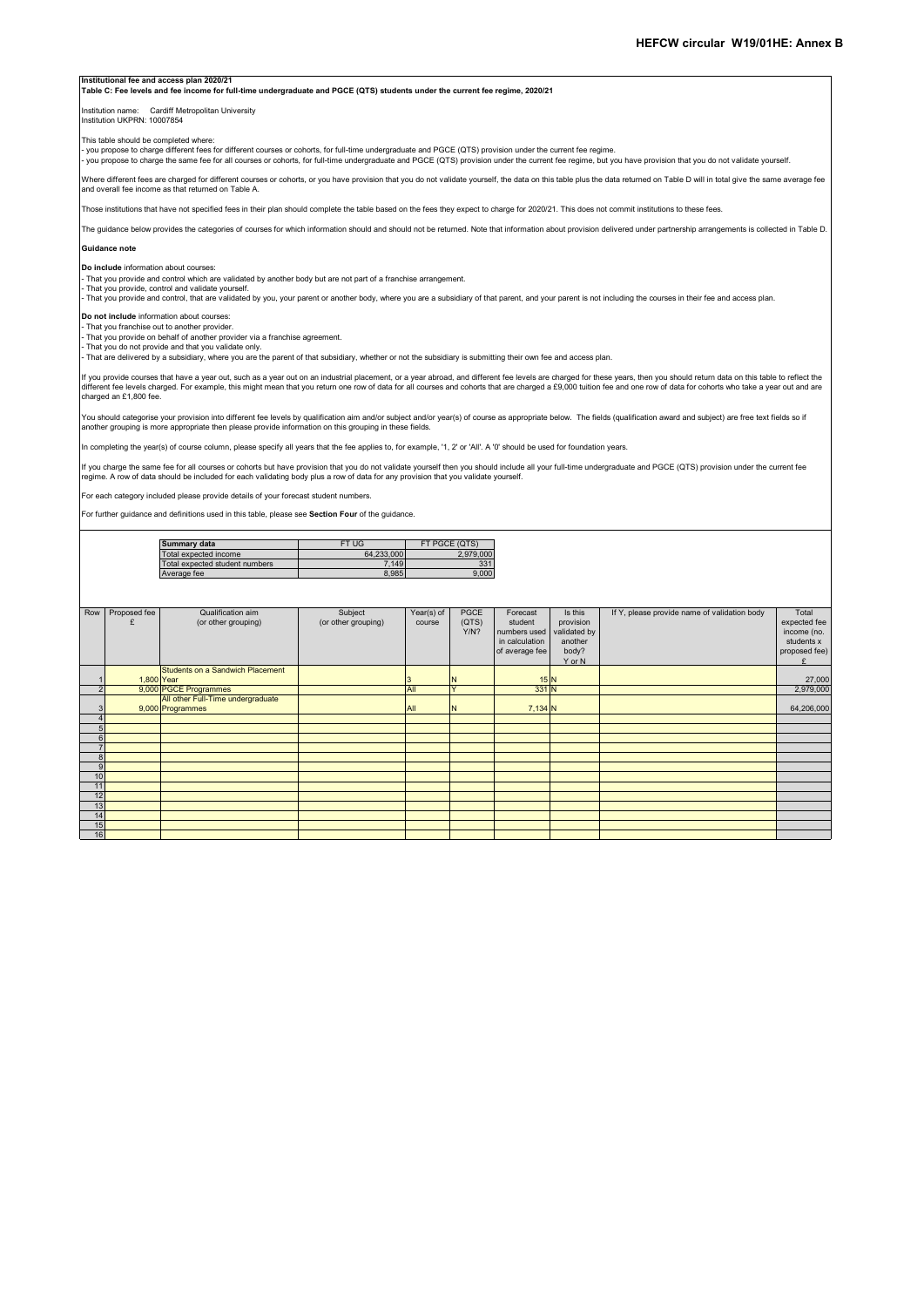# HEFCW circular W19/01HE: Annex B

**Institutional fee and access plan 2020/21**

**Table C: Fee levels and fee income for full-time undergraduate and PGCE (QTS) students under the current fee regime, 2020/21**

Institution name: Cardiff Metropolitan University
Institution UKPRN: 10007854

This table should be completed where:
- you propose to charge different fees for different courses or cohorts, for full-time undergraduate and PGCE (QTS) provision under the current fee regime.
- you propose to charge the same fee for all courses or cohorts, for full-time undergraduate and PGCE (QTS) provision under the current fee regime, but you have provision that you do not validate yourself.

Where different fees are charged for different courses or cohorts, or you have provision that you do not validate yourself, the data on this table plus the data returned on Table D will in total give the same average fee and overall fee income as that returned on Table A.

Those institutions that have not specified fees in their plan should complete the table based on the fees they expect to charge for 2020/21. This does not commit institutions to these fees.

The guidance below provides the categories of courses for which information should and should not be returned. Note that information about provision delivered under partnership arrangements is collected in Table D.

**Guidance note**

**Do include** information about courses:
- That you provide and control which are validated by another body but are not part of a franchise arrangement.
- That you provide, control and validate yourself.
- That you provide and control, that are validated by you, your parent or another body, where you are a subsidiary of that parent, and your parent is not including the courses in their fee and access plan.

**Do not include** information about courses:
- That you franchise out to another provider.
- That you provide on behalf of another provider via a franchise agreement.
- That you do not provide and that you validate only.
- That are delivered by a subsidiary, where you are the parent of that subsidiary, whether or not the subsidiary is submitting their own fee and access plan.

If you provide courses that have a year out, such as a year out on an industrial placement, or a year abroad, and different fee levels are charged for these years, then you should return data on this table to reflect the different fee levels charged. For example, this might mean that you return one row of data for all courses and cohorts that are charged a £9,000 tuition fee and one row of data for cohorts who take a year out and are charged an £1,800 fee.

You should categorise your provision into different fee levels by qualification aim and/or subject and/or year(s) of course as appropriate below. The fields (qualification award and subject) are free text fields so if another grouping is more appropriate then please provide information on this grouping in these fields.

In completing the year(s) of course column, please specify all years that the fee applies to, for example, '1, 2' or 'All'. A '0' should be used for foundation years.

If you charge the same fee for all courses or cohorts but have provision that you do not validate yourself then you should include all your full-time undergraduate and PGCE (QTS) provision under the current fee regime. A row of data should be included for each validating body plus a row of data for any provision that you validate yourself.

For each category included please provide details of your forecast student numbers.

For further guidance and definitions used in this table, please see **Section Four** of the guidance.

| Summary data | FT UG | FT PGCE (QTS) |
|---|---|---|
| Total expected income | 64,233,000 | 2,979,000 |
| Total expected student numbers | 7,149 | 331 |
| Average fee | 8,985 | 9,000 |

| Row | Proposed fee £ | Qualification aim (or other grouping) | Subject (or other grouping) | Year(s) of course | PGCE (QTS) Y/N? | Forecast student numbers used in calculation of average fee | Is this provision validated by another body? Y or N | If Y, please provide name of validation body | Total expected fee income (no. students x proposed fee) £ |
|---|---|---|---|---|---|---|---|---|---|
| 1 | 1,800 | Students on a Sandwich Placement Year | | 3 | N | 15 | N | | 27,000 |
| 2 | 9,000 | PGCE Programmes | | All | Y | 331 | N | | 2,979,000 |
| 3 | 9,000 | All other Full-Time undergraduate Programmes | | All | N | 7,134 | N | | 64,206,000 |
| 4 | | | | | | | | | |
| 5 | | | | | | | | | |
| 6 | | | | | | | | | |
| 7 | | | | | | | | | |
| 8 | | | | | | | | | |
| 9 | | | | | | | | | |
| 10 | | | | | | | | | |
| 11 | | | | | | | | | |
| 12 | | | | | | | | | |
| 13 | | | | | | | | | |
| 14 | | | | | | | | | |
| 15 | | | | | | | | | |
| 16 | | | | | | | | | |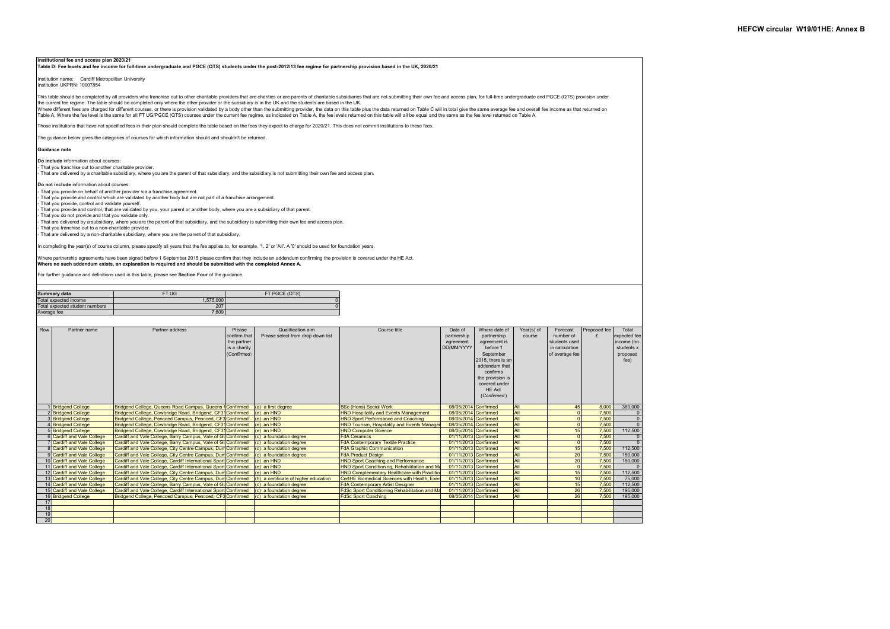# HEFCW circular W19/01HE: Annex B

**Institutional fee and access plan 2020/21**

**Table D: Fee levels and fee income for full-time undergraduate and PGCE (QTS) students under the post-2012/13 fee regime for partnership provision based in the UK, 2020/21**

Institution name: Cardiff Metropolitan University
Institution UKPRN: 10007854

This table should be completed by all providers who franchise out to other charitable providers that are charities or are parents of charitable subsidiaries that are not submitting their own fee and access plan, for full-time undergraduate and PGCE (QTS) provision under the current fee regime. The table should be completed only where the other provider or the subsidiary is in the UK and the students are based in the UK.
Where different fees are charged for different courses, or there is provision validated by a body other than the submitting provider, the data on this table plus the data returned on Table C will in total give the same average fee and overall fee income as that returned on Table A. Where the fee level is the same for all FT UG/PGCE (QTS) courses under the current fee regime, as indicated on Table A, the fee levels returned on this table will all be equal and the same as the fee level returned on Table A.

Those institutions that have not specified fees in their plan should complete the table based on the fees they expect to charge for 2020/21. This does not commit institutions to these fees.

The guidance below gives the categories of courses for which information should and shouldn't be returned.

**Guidance note**

**Do include** information about courses:
- That you franchise out to another charitable provider.
- That are delivered by a charitable subsidiary, where you are the parent of that subsidiary, and the subsidiary is not submitting their own fee and access plan.

**Do not include** information about courses:
- That you provide on behalf of another provider via a franchise agreement.
- That you provide and control which are validated by another body but are not part of a franchise arrangement.
- That you provide, control and validate yourself.
- That you provide and control, that are validated by you, your parent or another body, where you are a subsidiary of that parent.
- That you do not provide and that you validate only.
- That are delivered by a subsidiary, where you are the parent of that subsidiary, and the subsidiary is submitting their own fee and access plan.
- That you franchise out to a non-charitable provider.
- That are delivered by a non-charitable subsidiary, where you are the parent of that subsidiary.

In completing the year(s) of course column, please specify all years that the fee applies to, for example, '1, 2' or 'All'. A '0' should be used for foundation years.

Where partnership agreements have been signed before 1 September 2015 please confirm that they include an addendum confirming the provision is covered under the HE Act.
**Where no such addendum exists, an explanation is required and should be submitted with the completed Annex A.**

For further guidance and definitions used in this table, please see **Section Four** of the guidance.

| Summary data | FT UG | FT PGCE (QTS) |
|---|---|---|
| Total expected income | 1,575,000 | 0 |
| Total expected student numbers | 207 | 0 |
| Average fee | 7,609 | |

| Row | Partner name | Partner address | Please confirm that the partner is a charity (*Confirmed*) | Qualification aim Please select from drop down list | Course title | Date of partnership agreement DD/MM/YYYY | Where date of partnership agreement is before 1 September 2015, there is an addendum that confirms the provision is covered under HE Act (*Confirmed*) | Year(s) of course | Forecast number of students used in calculation of average fee | Proposed fee £ | Total expected fee income (no. students x proposed fee) |
|---|---|---|---|---|---|---|---|---|---|---|---|
| 1 | Bridgend College | Bridgend College, Queens Road Campus, Queens | Confirmed | (a) a first degree | BSc (Hons) Social Work | 08/05/2014 | Confirmed | All | 45 | 8,000 | 360,000 |
| 2 | Bridgend College | Bridgend College, Cowbridge Road, Bridgend, CF31 | Confirmed | (e) an HND | HND Hospitality and Events Management | 08/05/2014 | Confirmed | All | 0 | 7,500 | 0 |
| 3 | Bridgend College | Bridgend College, Pencoed Campus, Pencoed, CF3 | Confirmed | (e) an HND | HND Sport Performance and Coaching | 08/05/2014 | Confirmed | All | 0 | 7,500 | 0 |
| 4 | Bridgend College | Bridgend College, Cowbridge Road, Bridgend, CF31 | Confirmed | (e) an HND | HND Tourism, Hospitality and Events Manager | 08/05/2014 | Confirmed | All | 0 | 7,500 | 0 |
| 5 | Bridgend College | Bridgend College, Cowbridge Road, Bridgend, CF31 | Confirmed | (e) an HND | HND Computer Science | 08/05/2014 | Confirmed | All | 15 | 7,500 | 112,500 |
| 6 | Cardiff and Vale College | Cardiff and Vale College, Barry Campus, Vale of Gl | Confirmed | (c) a foundation degree | FdA Ceramics | 01/11/2013 | Confirmed | All | 0 | 7,500 | 0 |
| 7 | Cardiff and Vale College | Cardiff and Vale College, Barry Campus, Vale of Gl | Confirmed | (c) a foundation degree | FdA Contemporary Textile Practice | 01/11/2013 | Confirmed | All | 0 | 7,500 | 0 |
| 8 | Cardiff and Vale College | Cardiff and Vale College, City Centre Campus, Dun | Confirmed | (c) a foundation degree | FdA Graphic Communication | 01/11/2013 | Confirmed | All | 15 | 7,500 | 112,500 |
| 9 | Cardiff and Vale College | Cardiff and Vale College, City Centre Campus, Dun | Confirmed | (c) a foundation degree | FdA Product Design | 01/11/2013 | Confirmed | All | 20 | 7,500 | 150,000 |
| 10 | Cardiff and Vale College | Cardiff and Vale College, Cardiff International Sport | Confirmed | (e) an HND | HND Sport Coaching and Performance | 01/11/2013 | Confirmed | All | 20 | 7,500 | 150,000 |
| 11 | Cardiff and Vale College | Cardiff and Vale College, Cardiff International Sport | Confirmed | (e) an HND | HND Sport Conditioning, Rehabilitation and Ma | 01/11/2013 | Confirmed | All | 0 | 7,500 | 0 |
| 12 | Cardiff and Vale College | Cardiff and Vale College, City Centre Campus, Dun | Confirmed | (e) an HND | HND Complementary Healthcare with Practitio | 01/11/2013 | Confirmed | All | 15 | 7,500 | 112,500 |
| 13 | Cardiff and Vale College | Cardiff and Vale College, City Centre Campus, Dun | Confirmed | (h) a certificate of higher education | CertHE Biomedical Sciences with Health, Exer | 01/11/2013 | Confirmed | All | 10 | 7,500 | 75,000 |
| 14 | Cardiff and Vale College | Cardiff and Vale College, Barry Campus, Vale of Gl | Confirmed | (c) a foundation degree | FdA Contemporary Artist Designer | 01/11/2013 | Confirmed | All | 15 | 7,500 | 112,500 |
| 15 | Cardiff and Vale College | Cardiff and Vale College, Cardiff International Sport | Confirmed | (c) a foundation degree | FdSc Sport Conditioning Rehabilitation and Ma | 01/11/2013 | Confirmed | All | 26 | 7,500 | 195,000 |
| 16 | Bridgend College | Bridgend College, Pencoed Campus, Pencoed, CF3 | Confirmed | (c) a foundation degree | FdSc Sport Coaching | 08/05/2014 | Confirmed | All | 26 | 7,500 | 195,000 |
| 17 | | | | | | | | | | | |
| 18 | | | | | | | | | | | |
| 19 | | | | | | | | | | | |
| 20 | | | | | | | | | | | |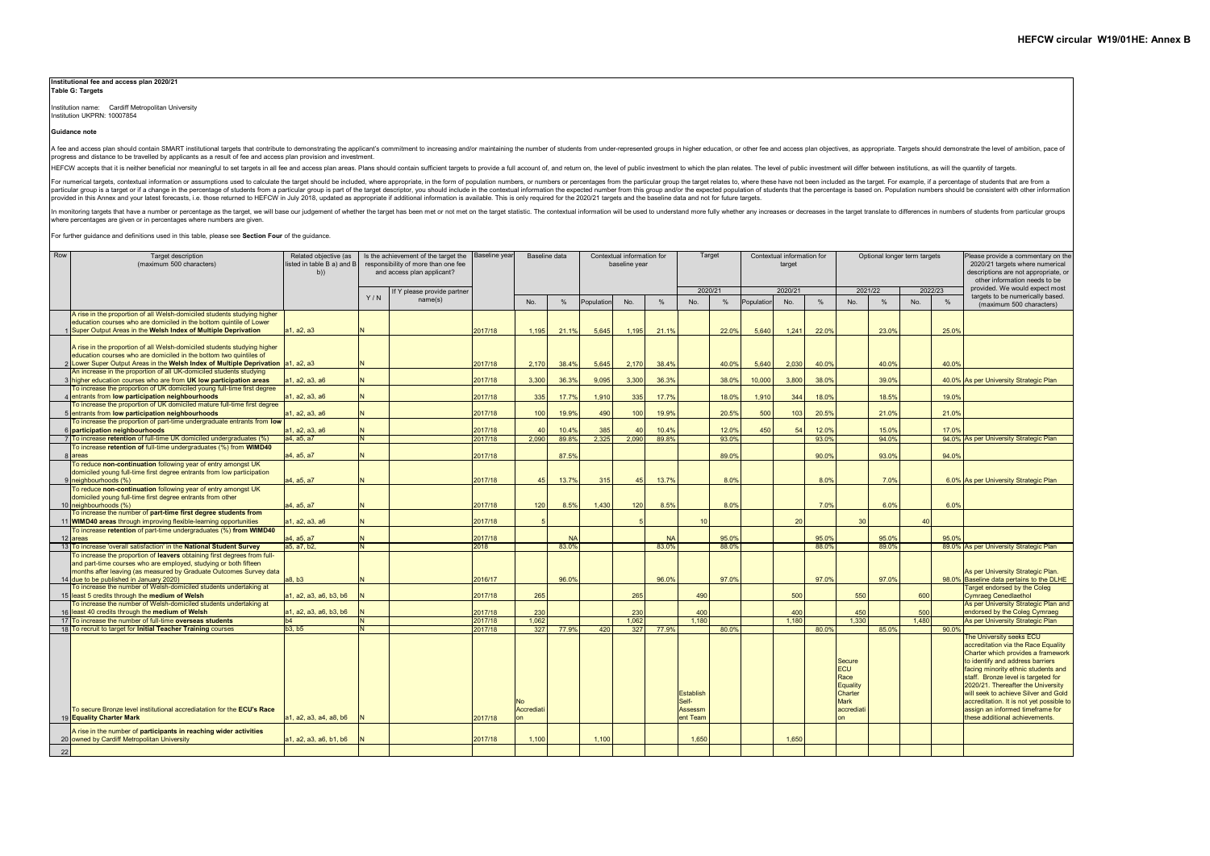HEFCW circular W19/01HE: Annex B

**Institutional fee and access plan 2020/21**
**Table G: Targets**

Institution name: Cardiff Metropolitan University
Institution UKPRN: 10007854

**Guidance note**

A fee and access plan should contain SMART institutional targets that contribute to demonstrating the applicant's commitment to increasing and/or maintaining the number of students from under-represented groups in higher education, or other fee and access plan objectives, as appropriate. Targets should demonstrate the level of ambition, pace of progress and distance to be travelled by applicants as a result of fee and access plan provision and investment.

HEFCW accepts that it is neither beneficial nor meaningful to set targets in all fee and access plan areas. Plans should contain sufficient targets to provide a full account of, and return on, the level of public investment to which the plan relates. The level of public investment will differ between institutions, as will the quantity of targets.

For numerical targets, contextual information or assumptions used to calculate the target should be included, where appropriate, in the form of population numbers, or numbers or percentages from the particular group the target relates to, where these have not been included as the target. For example, if a percentage of students that are from a particular group is a target or if a change in the percentage of students from a particular group is part of the target descriptor, you should include in the contextual information the expected number from this group and/or the expected population of students that the percentage is based on. Population numbers should be consistent with other information provided in this Annex and your latest forecasts, i.e. those returned to HEFCW in July 2018, updated as appropriate if additional information is available. This is only required for the 2020/21 targets and the baseline data and not for future targets.

In monitoring targets that have a number or percentage as the target, we will base our judgement of whether the target has been met or not met on the target statistic. The contextual information will be used to understand more fully whether any increases or decreases in the target translate to differences in numbers of students from particular groups where percentages are given or in percentages where numbers are given.

For further guidance and definitions used in this table, please see **Section Four** of the guidance.

| Row | Target description (maximum 500 characters) | Related objective (as listed in table B a) and B b)) | Is the achievement of the target the responsibility of more than one fee and access plan applicant? | | Baseline year | Baseline data | | Contextual information for baseline year | | | Target | | Contextual information for target | | | Optional longer term targets | | | | Please provide a commentary on the 2020/21 targets where numerical descriptions are not appropriate, or other information needs to be provided. We would expect most targets to be numerically based. (maximum 500 characters) |
|---|---|---|---|---|---|---|---|---|---|---|---|---|---|---|---|---|---|---|---|---|
| | | | | | | | | | | | 2020/21 | | 2020/21 | | | 2021/22 | | 2022/23 | | |
| | | | Y / N | If Y please provide partner name(s) | | No. | % | Population | No. | % | No. | % | Population | No. | % | No. | % | No. | % | |
| 1 | A rise in the proportion of all Welsh-domiciled students studying higher education courses who are domiciled in the bottom quintile of Lower Super Output Areas in the **Welsh Index of Multiple Deprivation** | a1, a2, a3 | N | | 2017/18 | 1,195 | 21.1% | 5,645 | 1,195 | 21.1% | | 22.0% | 5,640 | 1,241 | 22.0% | | 23.0% | | 25.0% | |
| 2 | A rise in the proportion of all Welsh-domiciled students studying higher education courses who are domiciled in the bottom two quintiles of Lower Super Output Areas in the **Welsh Index of Multiple Deprivation** | a1, a2, a3 | N | | 2017/18 | 2,170 | 38.4% | 5,645 | 2,170 | 38.4% | | 40.0% | 5,640 | 2,030 | 40.0% | | 40.0% | | 40.0% | |
| 3 | An increase in the proportion of all UK-domiciled students studying higher education courses who are from **UK low participation areas** | a1, a2, a3, a6 | N | | 2017/18 | 3,300 | 36.3% | 9,095 | 3,300 | 36.3% | | 38.0% | 10,000 | 3,800 | 38.0% | | 39.0% | | 40.0% | As per University Strategic Plan |
| 4 | To increase the proportion of UK domiciled young full-time first degree entrants from **low participation neighbourhoods** | a1, a2, a3, a6 | N | | 2017/18 | 335 | 17.7% | 1,910 | 335 | 17.7% | | 18.0% | 1,910 | 344 | 18.0% | | 18.5% | | 19.0% | |
| 5 | To increase the proportion of UK domiciled mature full-time first degree entrants from **low participation neighbourhoods** | a1, a2, a3, a6 | N | | 2017/18 | 100 | 19.9% | 490 | 100 | 19.9% | | 20.5% | 500 | 103 | 20.5% | | 21.0% | | 21.0% | |
| 6 | To increase the proportion of part-time undergraduate entrants from **low participation neighbourhoods** | a1, a2, a3, a6 | N | | 2017/18 | 40 | 10.4% | 385 | 40 | 10.4% | | 12.0% | 450 | 54 | 12.0% | | 15.0% | | 17.0% | |
| 7 | To increase **retention** of full-time UK domiciled undergraduates (%) | a4, a5, a7 | N | | 2017/18 | 2,090 | 89.8% | 2,325 | 2,090 | 89.8% | | 93.0% | | | 93.0% | | 94.0% | | 94.0% | As per University Strategic Plan |
| 8 | To increase **retention of** full-time undergraduates (%) from **WIMD40** areas | a4, a5, a7 | N | | 2017/18 | | 87.5% | | | | | 89.0% | | | 90.0% | | 93.0% | | 94.0% | |
| 9 | To reduce **non-continuation** following year of entry amongst UK domiciled young full-time first degree entrants from low participation neighbourhoods (%) | a4, a5, a7 | N | | 2017/18 | 45 | 13.7% | 315 | 45 | 13.7% | | 8.0% | | | 8.0% | | 7.0% | | 6.0% | As per University Strategic Plan |
| 10 | To reduce **non-continuation** following year of entry amongst UK domiciled young full-time first degree entrants from other neighbourhoods (%) | a4, a5, a7 | N | | 2017/18 | 120 | 8.5% | 1,430 | 120 | 8.5% | | 8.0% | | | 7.0% | | 6.0% | | 6.0% | |
| 11 | To increase the number of **part-time first degree students from WIMD40 areas** through improving flexible-learning opportunities | a1, a2, a3, a6 | N | | 2017/18 | 5 | | | 5 | | 10 | | | 20 | | 30 | | 40 | | |
| 12 | To increase **retention** of part-time undergraduates (%) **from WIMD40** areas | a4, a5, a7 | N | | 2017/18 | | NA | | | NA | | 95.0% | | | 95.0% | | 95.0% | | 95.0% | |
| 13 | To increase 'overall satisfaction' in the **National Student Survey** | a5, a7, b2, | N | | 2018 | | 83.0% | | | 83.0% | | 88.0% | | | 88.0% | | 89.0% | | 89.0% | As per University Strategic Plan |
| 14 | To increase the proportion of **leavers** obtaining first degrees from full- and part-time courses who are employed, studying or both fifteen months after leaving (as measured by Graduate Outcomes Survey data due to be published in January 2020) | a8, b3 | N | | 2016/17 | | 96.0% | | | 96.0% | | 97.0% | | | 97.0% | | 97.0% | | 98.0% | As per University Strategic Plan. Baseline data pertains to the DLHE |
| 15 | To increase the number of Welsh-domiciled students undertaking at least 5 credits through the **medium of Welsh** | a1, a2, a3, a6, b3, b6 | N | | 2017/18 | 265 | | | 265 | | 490 | | | 500 | | 550 | | 600 | | Target endorsed by the Coleg Cymraeg Cenedlaethol |
| 16 | To increase the number of Welsh-domiciled students undertaking at least 40 credits through the **medium of Welsh** | a1, a2, a3, a6, b3, b6 | N | | 2017/18 | 230 | | | 230 | | 400 | | | 400 | | 450 | | 500 | | As per University Strategic Plan and endorsed by the Coleg Cymraeg |
| 17 | To increase the number of full-time **overseas students** | b4 | N | | 2017/18 | 1,062 | | | 1,062 | | 1,180 | | | 1,180 | | 1,330 | | 1,480 | | As per University Strategic Plan |
| 18 | To recruit to target for **Initial Teacher Training** courses | b3, b5 | N | | 2017/18 | 327 | 77.9% | 420 | 327 | 77.9% | | 80.0% | | | 80.0% | | 85.0% | | 90.0% | |
| 19 | To secure Bronze level institutional accrediatation for the **ECU's Race Equality Charter Mark** | a1, a2, a3, a4, a8, b6 | N | | 2017/18 | No Accrediation | | | | | Establish Self-Assessment Team | | | | | Secure ECU Race Equality Charter Mark accrediation | | | | The University seeks ECU accreditation via the Race Equality Charter which provides a framework to identify and address barriers facing minority ethnic students and staff. Bronze level is targeted for 2020/21. Thereafter the University will seek to achieve Silver and Gold accreditation. It is not yet possible to assign an informed timeframe for these additional achievements. |
| 20 | A rise in the number of **participants in reaching wider activities** owned by Cardiff Metropolitan University | a1, a2, a3, a6, b1, b6 | N | | 2017/18 | 1,100 | | 1,100 | | | 1,650 | | | 1,650 | | | | | | |
| 22 | | | | | | | | | | | | | | | | | | | | |